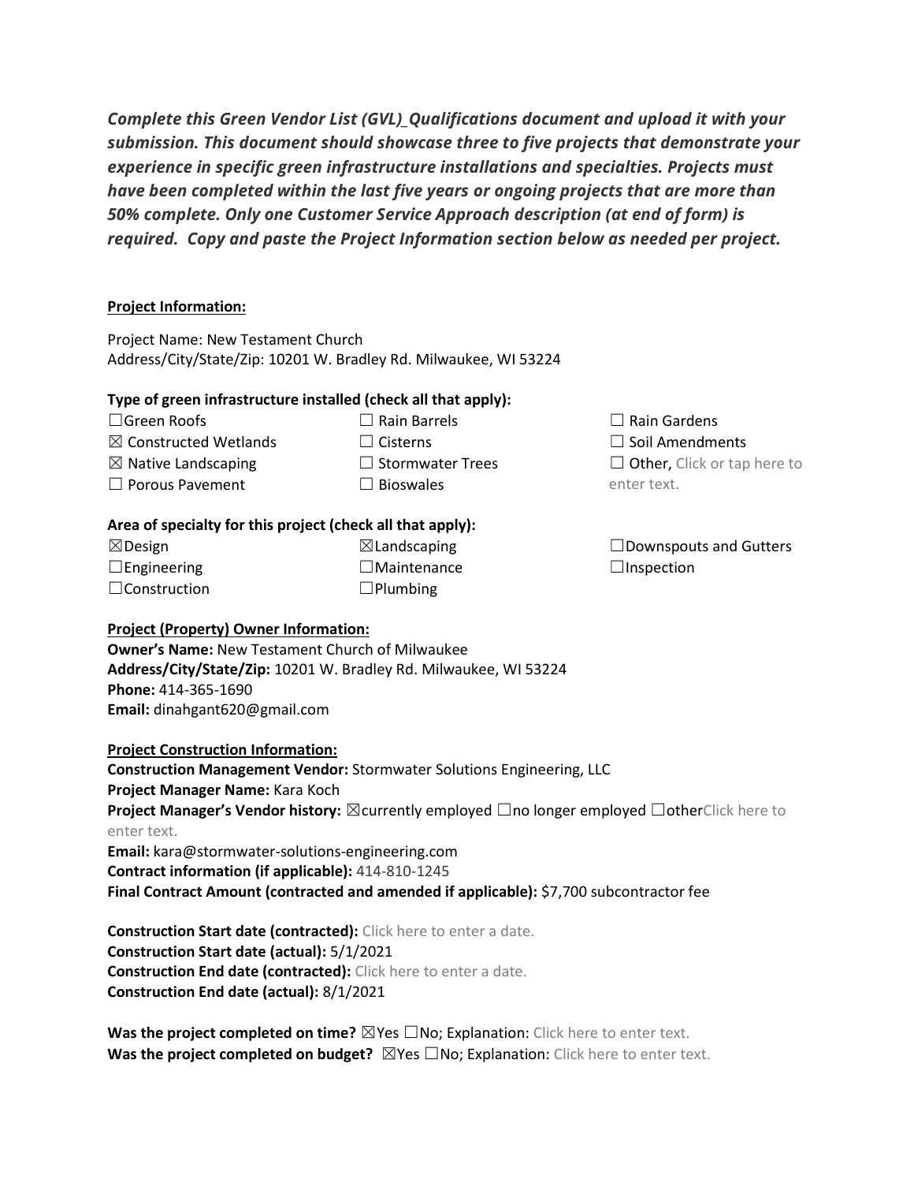***Complete this Green Vendor List (GVL)_Qualifications document and upload it with your submission. This document should showcase three to five projects that demonstrate your experience in specific green infrastructure installations and specialties. Projects must have been completed within the last five years or ongoing projects that are more than 50% complete. Only one Customer Service Approach description (at end of form) is required. Copy and paste the Project Information section below as needed per project.***

**Project Information:**

Project Name: New Testament Church
Address/City/State/Zip: 10201 W. Bradley Rd. Milwaukee, WI 53224

**Type of green infrastructure installed (check all that apply):**

☐Green Roofs
☒ Constructed Wetlands
☒ Native Landscaping
☐ Porous Pavement
☐ Rain Barrels
☐ Cisterns
☐ Stormwater Trees
☐ Bioswales
☐ Rain Gardens
☐ Soil Amendments
☐ Other, Click or tap here to enter text.

**Area of specialty for this project (check all that apply):**

☒Design
☐Engineering
☐Construction
☒Landscaping
☐Maintenance
☐Plumbing
☐Downspouts and Gutters
☐Inspection

**Project (Property) Owner Information:**

**Owner's Name:** New Testament Church of Milwaukee
**Address/City/State/Zip:** 10201 W. Bradley Rd. Milwaukee, WI 53224
**Phone:** 414-365-1690
**Email:** dinahgant620@gmail.com

**Project Construction Information:**

**Construction Management Vendor:** Stormwater Solutions Engineering, LLC
**Project Manager Name:** Kara Koch
**Project Manager's Vendor history:** ☒currently employed ☐no longer employed ☐otherClick here to enter text.
**Email:** kara@stormwater-solutions-engineering.com
**Contract information (if applicable):** 414-810-1245
**Final Contract Amount (contracted and amended if applicable):** $7,700 subcontractor fee

**Construction Start date (contracted):** Click here to enter a date.
**Construction Start date (actual):** 5/1/2021
**Construction End date (contracted):** Click here to enter a date.
**Construction End date (actual):** 8/1/2021

**Was the project completed on time?** ☒Yes ☐No; Explanation: Click here to enter text.
**Was the project completed on budget?** ☒Yes ☐No; Explanation: Click here to enter text.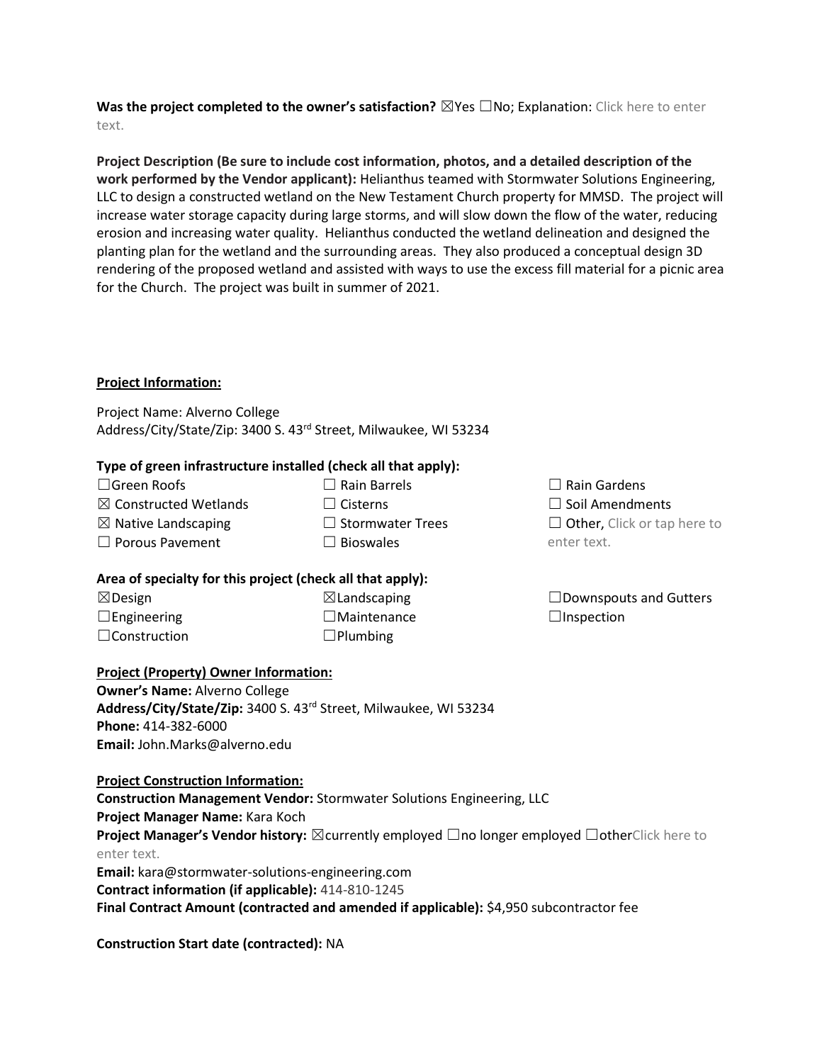**Was the project completed to the owner's satisfaction?** ☒Yes ☐No; Explanation: Click here to enter text.

**Project Description (Be sure to include cost information, photos, and a detailed description of the work performed by the Vendor applicant):** Helianthus teamed with Stormwater Solutions Engineering, LLC to design a constructed wetland on the New Testament Church property for MMSD. The project will increase water storage capacity during large storms, and will slow down the flow of the water, reducing erosion and increasing water quality. Helianthus conducted the wetland delineation and designed the planting plan for the wetland and the surrounding areas. They also produced a conceptual design 3D rendering of the proposed wetland and assisted with ways to use the excess fill material for a picnic area for the Church. The project was built in summer of 2021.

**Project Information:**

Project Name: Alverno College
Address/City/State/Zip: 3400 S. 43rd Street, Milwaukee, WI 53234

**Type of green infrastructure installed (check all that apply):**

☐Green Roofs
☒ Constructed Wetlands
☒ Native Landscaping
☐ Porous Pavement
☐ Rain Barrels
☐ Cisterns
☐ Stormwater Trees
☐ Bioswales
☐ Rain Gardens
☐ Soil Amendments
☐ Other, Click or tap here to enter text.

**Area of specialty for this project (check all that apply):**

☒Design
☐Engineering
☐Construction
☒Landscaping
☐Maintenance
☐Plumbing
☐Downspouts and Gutters
☐Inspection

**Project (Property) Owner Information:**

**Owner's Name:** Alverno College
**Address/City/State/Zip:** 3400 S. 43rd Street, Milwaukee, WI 53234
**Phone:** 414-382-6000
**Email:** John.Marks@alverno.edu

**Project Construction Information:**

**Construction Management Vendor:** Stormwater Solutions Engineering, LLC
**Project Manager Name:** Kara Koch
**Project Manager's Vendor history:** ☒currently employed ☐no longer employed ☐otherClick here to enter text.
**Email:** kara@stormwater-solutions-engineering.com
**Contract information (if applicable):** 414-810-1245
**Final Contract Amount (contracted and amended if applicable):** $4,950 subcontractor fee

**Construction Start date (contracted):** NA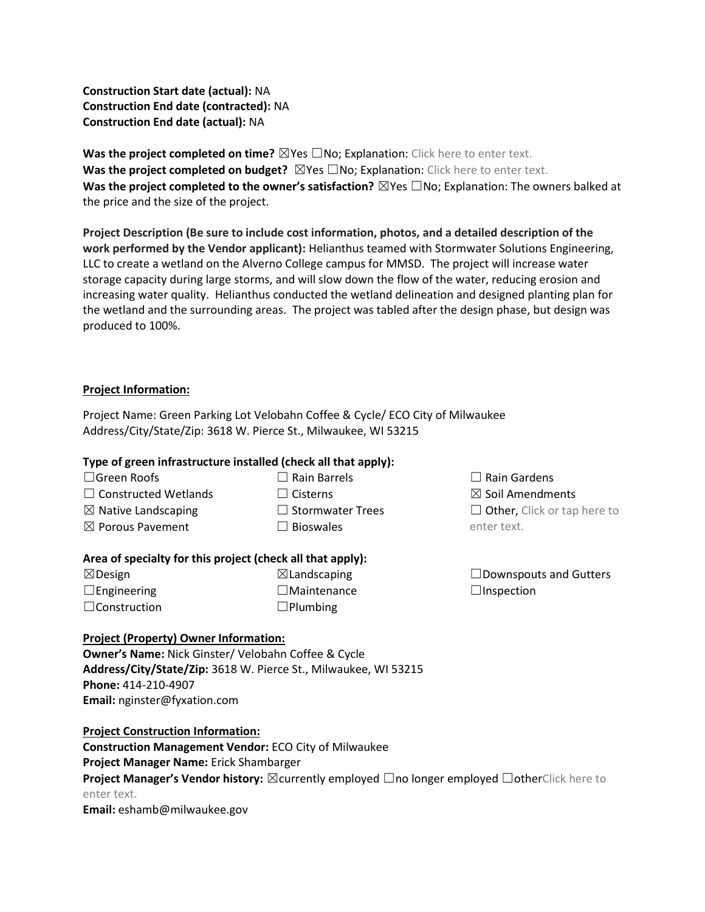**Construction Start date (actual):** NA
**Construction End date (contracted):** NA
**Construction End date (actual):** NA

**Was the project completed on time?** ☒Yes ☐No; Explanation: Click here to enter text.
**Was the project completed on budget?** ☒Yes ☐No; Explanation: Click here to enter text.
**Was the project completed to the owner's satisfaction?** ☒Yes ☐No; Explanation: The owners balked at the price and the size of the project.

**Project Description (Be sure to include cost information, photos, and a detailed description of the work performed by the Vendor applicant):** Helianthus teamed with Stormwater Solutions Engineering, LLC to create a wetland on the Alverno College campus for MMSD. The project will increase water storage capacity during large storms, and will slow down the flow of the water, reducing erosion and increasing water quality. Helianthus conducted the wetland delineation and designed planting plan for the wetland and the surrounding areas. The project was tabled after the design phase, but design was produced to 100%.

**Project Information:**

Project Name: Green Parking Lot Velobahn Coffee & Cycle/ ECO City of Milwaukee
Address/City/State/Zip: 3618 W. Pierce St., Milwaukee, WI 53215

**Type of green infrastructure installed (check all that apply):**

☐Green Roofs
☐ Constructed Wetlands
☒ Native Landscaping
☒ Porous Pavement
☐ Rain Barrels
☐ Cisterns
☐ Stormwater Trees
☐ Bioswales
☐ Rain Gardens
☒ Soil Amendments
☐ Other, Click or tap here to enter text.

**Area of specialty for this project (check all that apply):**

☒Design
☐Engineering
☐Construction
☒Landscaping
☐Maintenance
☐Plumbing
☐Downspouts and Gutters
☐Inspection

**Project (Property) Owner Information:**
**Owner's Name:** Nick Ginster/ Velobahn Coffee & Cycle
**Address/City/State/Zip:** 3618 W. Pierce St., Milwaukee, WI 53215
**Phone:** 414-210-4907
**Email:** nginster@fyxation.com

**Project Construction Information:**
**Construction Management Vendor:** ECO City of Milwaukee
**Project Manager Name:** Erick Shambarger
**Project Manager's Vendor history:** ☒currently employed ☐no longer employed ☐otherClick here to enter text.
**Email:** eshamb@milwaukee.gov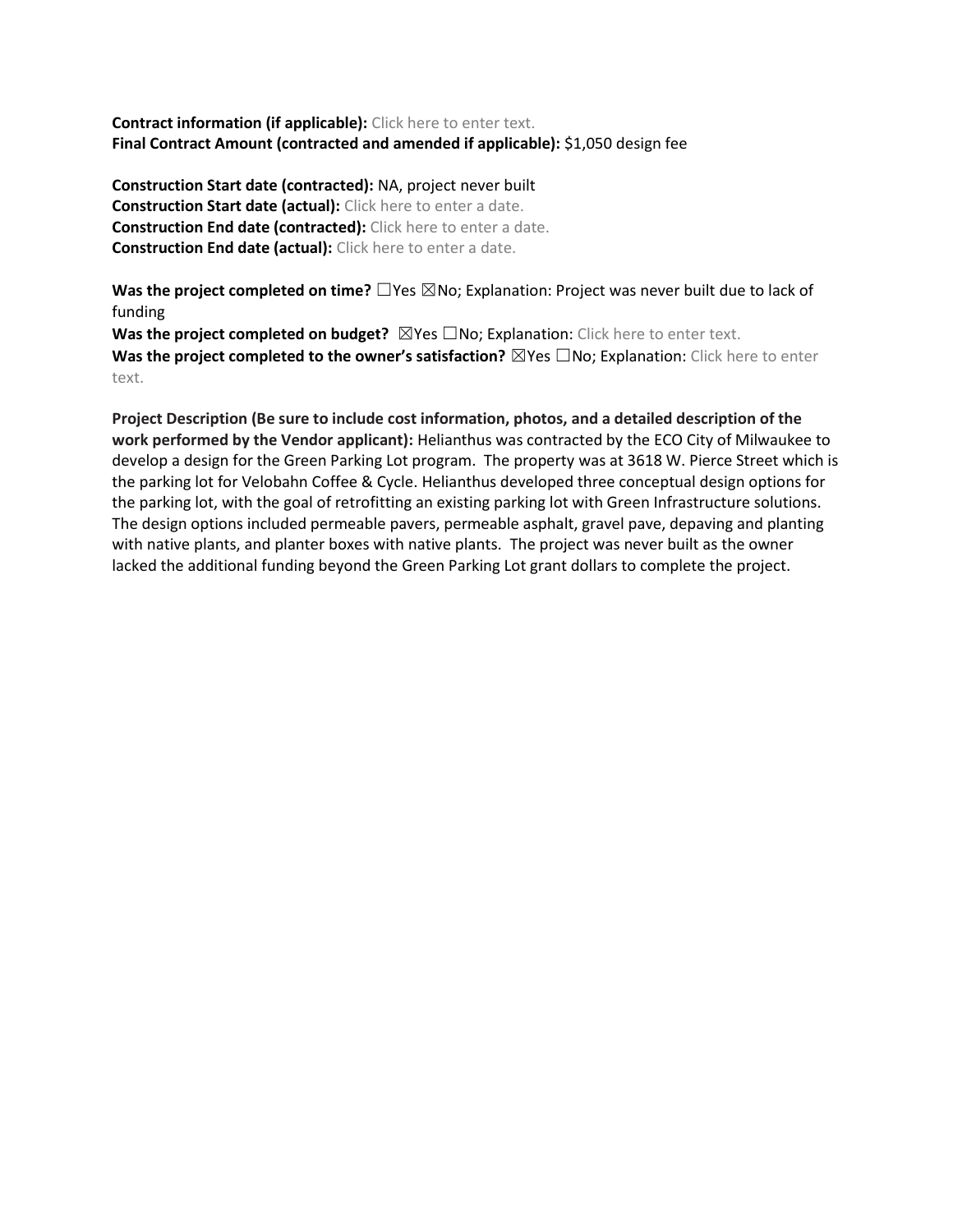**Contract information (if applicable):** Click here to enter text.
**Final Contract Amount (contracted and amended if applicable):** $1,050 design fee

**Construction Start date (contracted):** NA, project never built
**Construction Start date (actual):** Click here to enter a date.
**Construction End date (contracted):** Click here to enter a date.
**Construction End date (actual):** Click here to enter a date.

**Was the project completed on time?** ☐Yes ☒No; Explanation: Project was never built due to lack of funding
**Was the project completed on budget?** ☒Yes ☐No; Explanation: Click here to enter text.
**Was the project completed to the owner's satisfaction?** ☒Yes ☐No; Explanation: Click here to enter text.

**Project Description (Be sure to include cost information, photos, and a detailed description of the work performed by the Vendor applicant):** Helianthus was contracted by the ECO City of Milwaukee to develop a design for the Green Parking Lot program. The property was at 3618 W. Pierce Street which is the parking lot for Velobahn Coffee & Cycle. Helianthus developed three conceptual design options for the parking lot, with the goal of retrofitting an existing parking lot with Green Infrastructure solutions. The design options included permeable pavers, permeable asphalt, gravel pave, depaving and planting with native plants, and planter boxes with native plants. The project was never built as the owner lacked the additional funding beyond the Green Parking Lot grant dollars to complete the project.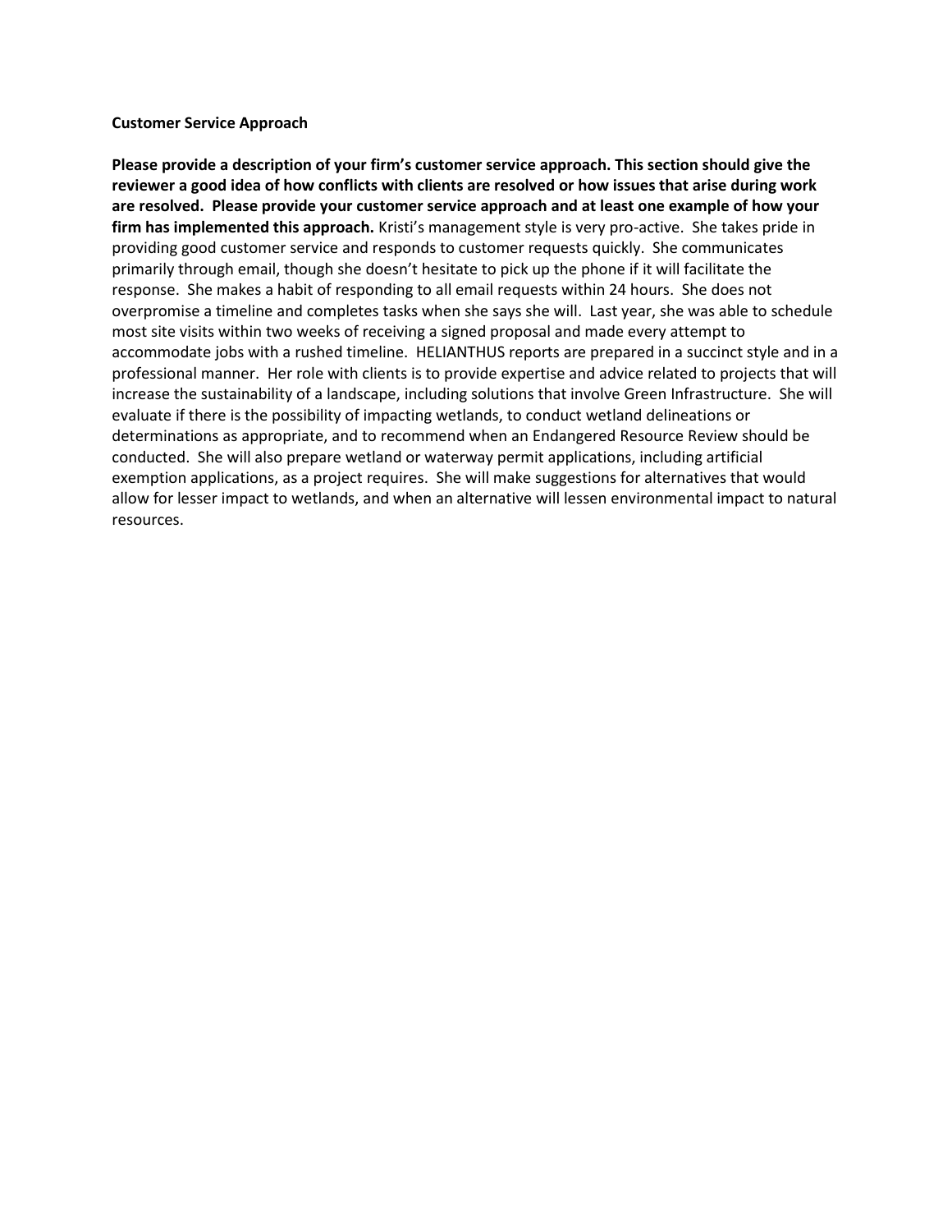**Customer Service Approach**

**Please provide a description of your firm's customer service approach. This section should give the reviewer a good idea of how conflicts with clients are resolved or how issues that arise during work are resolved. Please provide your customer service approach and at least one example of how your firm has implemented this approach.** Kristi's management style is very pro-active. She takes pride in providing good customer service and responds to customer requests quickly. She communicates primarily through email, though she doesn't hesitate to pick up the phone if it will facilitate the response. She makes a habit of responding to all email requests within 24 hours. She does not overpromise a timeline and completes tasks when she says she will. Last year, she was able to schedule most site visits within two weeks of receiving a signed proposal and made every attempt to accommodate jobs with a rushed timeline. HELIANTHUS reports are prepared in a succinct style and in a professional manner. Her role with clients is to provide expertise and advice related to projects that will increase the sustainability of a landscape, including solutions that involve Green Infrastructure. She will evaluate if there is the possibility of impacting wetlands, to conduct wetland delineations or determinations as appropriate, and to recommend when an Endangered Resource Review should be conducted. She will also prepare wetland or waterway permit applications, including artificial exemption applications, as a project requires. She will make suggestions for alternatives that would allow for lesser impact to wetlands, and when an alternative will lessen environmental impact to natural resources.